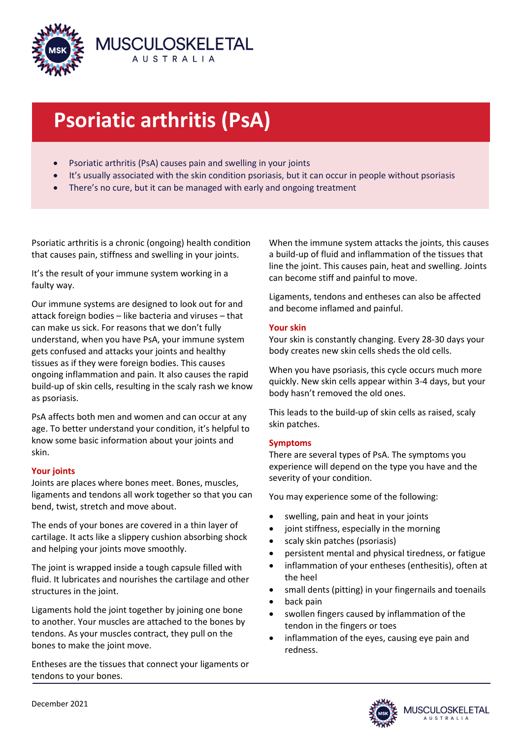# Psoriatic arthritis (PsA)

- Psoriatic arthritis (PsA) causes pain and swelling in your joints
- It's usually associated with the skin condition psoriasis, but it can occur in people without psoriasis
- There's no cure, but it can be managed with early and ongoing treatment

Psoriatic arthritis is a chronic (ongoing) health condition that causes pain, stiffness and swelling in your joints.

It's the result of your immune system working in a faulty way.

Our immune systems are designed to look out for and attack foreign bodies – like bacteria and viruses – that can make us sick. For reasons that we don't fully understand, when you have PsA, your immune system gets confused and attacks your joints and healthy tissues as if they were foreign bodies. This causes ongoing inflammation and pain. It also causes the rapid build-up of skin cells, resulting in the scaly rash we know as psoriasis.

PsA affects both men and women and can occur at any age. To better understand your condition, it's helpful to know some basic information about your joints and skin.

### Your joints

Joints are places where bones meet. Bones, muscles, ligaments and tendons all work together so that you can bend, twist, stretch and move about.

The ends of your bones are covered in a thin layer of cartilage. It acts like a slippery cushion absorbing shock and helping your joints move smoothly.

The joint is wrapped inside a tough capsule filled with fluid. It lubricates and nourishes the cartilage and other structures in the joint.

Ligaments hold the joint together by joining one bone to another. Your muscles are attached to the bones by tendons. As your muscles contract, they pull on the bones to make the joint move.

Entheses are the tissues that connect your ligaments or tendons to your bones.

When the immune system attacks the joints, this causes a build-up of fluid and inflammation of the tissues that line the joint. This causes pain, heat and swelling. Joints can become stiff and painful to move.

Ligaments, tendons and entheses can also be affected and become inflamed and painful.

### Your skin

Your skin is constantly changing. Every 28-30 days your body creates new skin cells sheds the old cells.

When you have psoriasis, this cycle occurs much more quickly. New skin cells appear within 3-4 days, but your body hasn't removed the old ones.

This leads to the build-up of skin cells as raised, scaly skin patches.

### Symptoms

There are several types of PsA. The symptoms you experience will depend on the type you have and the severity of your condition.

You may experience some of the following:

- swelling, pain and heat in your joints
- joint stiffness, especially in the morning
- scaly skin patches (psoriasis)
- persistent mental and physical tiredness, or fatigue
- inflammation of your entheses (enthesitis), often at the heel
- small dents (pitting) in your fingernails and toenails
- back pain
- swollen fingers caused by inflammation of the tendon in the fingers or toes
- inflammation of the eyes, causing eye pain and redness.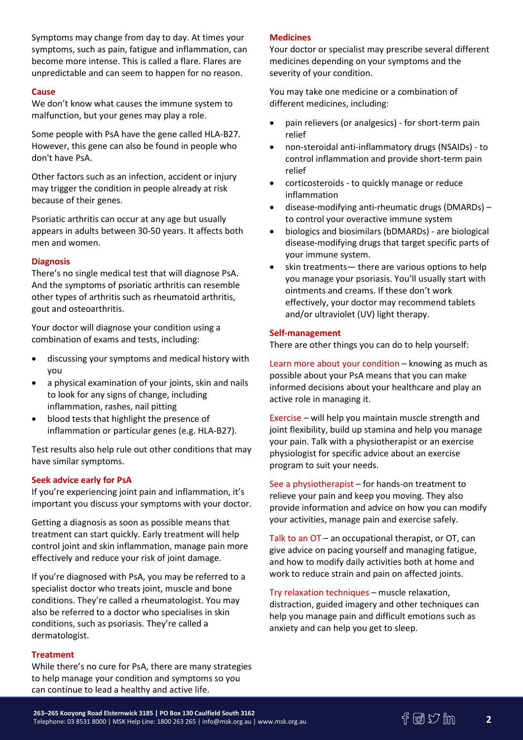Symptoms may change from day to day. At times your symptoms, such as pain, fatigue and inflammation, can become more intense. This is called a flare. Flares are unpredictable and can seem to happen for no reason.

### Cause

We don't know what causes the immune system to malfunction, but your genes may play a role.

Some people with PsA have the gene called HLA-B27. However, this gene can also be found in people who don't have PsA.

Other factors such as an infection, accident or injury may trigger the condition in people already at risk because of their genes.

Psoriatic arthritis can occur at any age but usually appears in adults between 30-50 years. It affects both men and women.

### Diagnosis

There's no single medical test that will diagnose PsA. And the symptoms of psoriatic arthritis can resemble other types of arthritis such as rheumatoid arthritis, gout and osteoarthritis.

Your doctor will diagnose your condition using a combination of exams and tests, including:

- discussing your symptoms and medical history with you
- a physical examination of your joints, skin and nails to look for any signs of change, including inflammation, rashes, nail pitting
- blood tests that highlight the presence of inflammation or particular genes (e.g. HLA-B27).

Test results also help rule out other conditions that may have similar symptoms.

### Seek advice early for PsA

If you're experiencing joint pain and inflammation, it's important you discuss your symptoms with your doctor.

Getting a diagnosis as soon as possible means that treatment can start quickly. Early treatment will help control joint and skin inflammation, manage pain more effectively and reduce your risk of joint damage.

If you're diagnosed with PsA, you may be referred to a specialist doctor who treats joint, muscle and bone conditions. They're called a rheumatologist. You may also be referred to a doctor who specialises in skin conditions, such as psoriasis. They're called a dermatologist.

### Treatment

While there's no cure for PsA, there are many strategies to help manage your condition and symptoms so you can continue to lead a healthy and active life.

### Medicines

Your doctor or specialist may prescribe several different medicines depending on your symptoms and the severity of your condition.

You may take one medicine or a combination of different medicines, including:

- pain relievers (or analgesics) - for short-term pain relief
- non-steroidal anti-inflammatory drugs (NSAIDs) - to control inflammation and provide short-term pain relief
- corticosteroids - to quickly manage or reduce inflammation
- disease-modifying anti-rheumatic drugs (DMARDs) – to control your overactive immune system
- biologics and biosimilars (bDMARDs) - are biological disease-modifying drugs that target specific parts of your immune system.
- skin treatments— there are various options to help you manage your psoriasis. You'll usually start with ointments and creams. If these don't work effectively, your doctor may recommend tablets and/or ultraviolet (UV) light therapy.

### Self-management

There are other things you can do to help yourself:

Learn more about your condition – knowing as much as possible about your PsA means that you can make informed decisions about your healthcare and play an active role in managing it.

Exercise – will help you maintain muscle strength and joint flexibility, build up stamina and help you manage your pain. Talk with a physiotherapist or an exercise physiologist for specific advice about an exercise program to suit your needs.

See a physiotherapist – for hands-on treatment to relieve your pain and keep you moving. They also provide information and advice on how you can modify your activities, manage pain and exercise safely.

Talk to an OT – an occupational therapist, or OT, can give advice on pacing yourself and managing fatigue, and how to modify daily activities both at home and work to reduce strain and pain on affected joints.

Try relaxation techniques – muscle relaxation, distraction, guided imagery and other techniques can help you manage pain and difficult emotions such as anxiety and can help you get to sleep.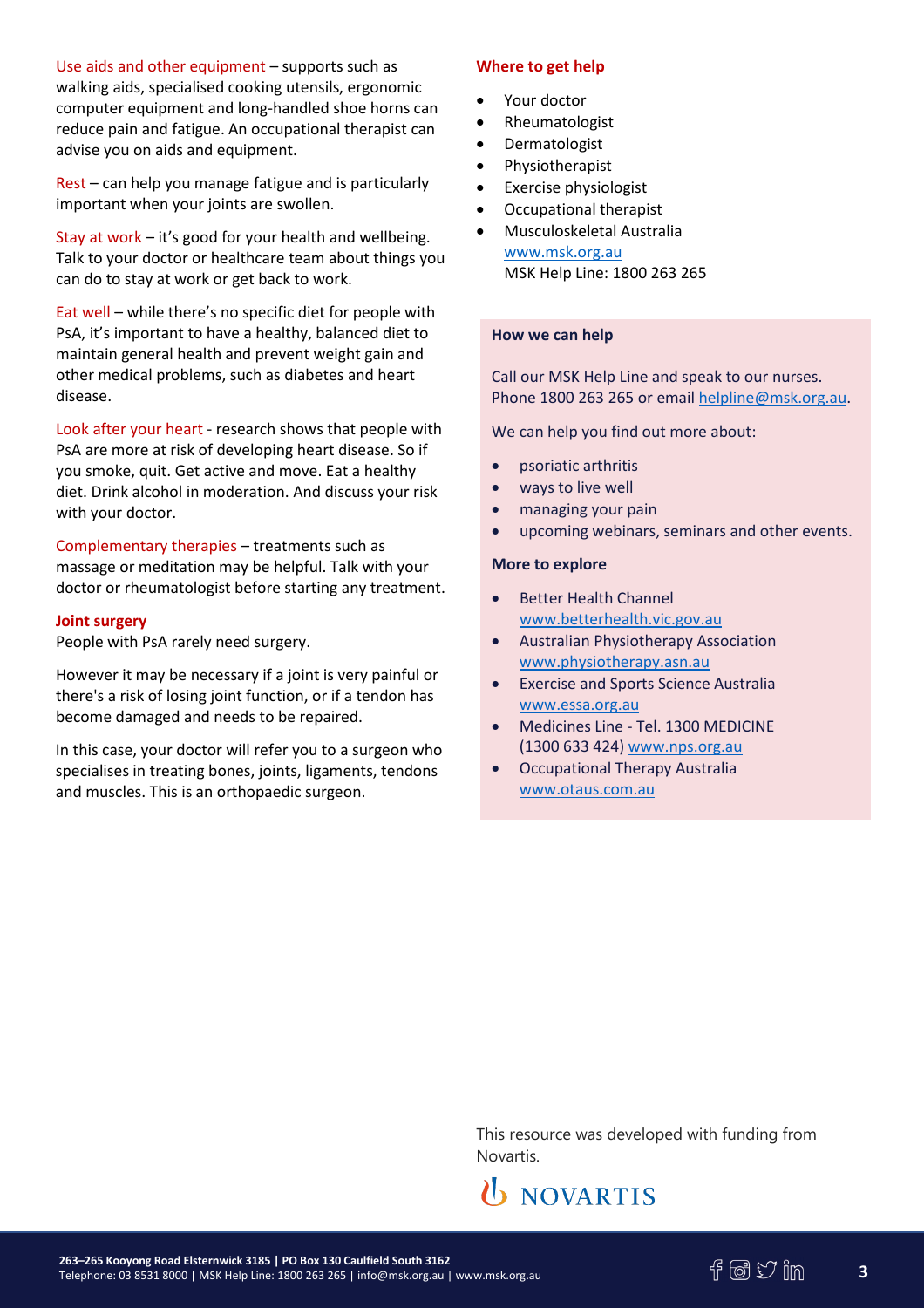Use aids and other equipment – supports such as walking aids, specialised cooking utensils, ergonomic computer equipment and long-handled shoe horns can reduce pain and fatigue. An occupational therapist can advise you on aids and equipment.

Rest – can help you manage fatigue and is particularly important when your joints are swollen.

Stay at work – it's good for your health and wellbeing. Talk to your doctor or healthcare team about things you can do to stay at work or get back to work.

Eat well – while there's no specific diet for people with PsA, it's important to have a healthy, balanced diet to maintain general health and prevent weight gain and other medical problems, such as diabetes and heart disease.

Look after your heart - research shows that people with PsA are more at risk of developing heart disease. So if you smoke, quit. Get active and move. Eat a healthy diet. Drink alcohol in moderation. And discuss your risk with your doctor.

Complementary therapies – treatments such as massage or meditation may be helpful. Talk with your doctor or rheumatologist before starting any treatment.

**Joint surgery**

People with PsA rarely need surgery.

However it may be necessary if a joint is very painful or there's a risk of losing joint function, or if a tendon has become damaged and needs to be repaired.

In this case, your doctor will refer you to a surgeon who specialises in treating bones, joints, ligaments, tendons and muscles. This is an orthopaedic surgeon.

**Where to get help**

- Your doctor
- Rheumatologist
- Dermatologist
- Physiotherapist
- Exercise physiologist
- Occupational therapist
- Musculoskeletal Australia
  www.msk.org.au
  MSK Help Line: 1800 263 265

**How we can help**

Call our MSK Help Line and speak to our nurses. Phone 1800 263 265 or email helpline@msk.org.au.

We can help you find out more about:

- psoriatic arthritis
- ways to live well
- managing your pain
- upcoming webinars, seminars and other events.

**More to explore**

- Better Health Channel
  www.betterhealth.vic.gov.au
- Australian Physiotherapy Association
  www.physiotherapy.asn.au
- Exercise and Sports Science Australia
  www.essa.org.au
- Medicines Line - Tel. 1300 MEDICINE (1300 633 424) www.nps.org.au
- Occupational Therapy Australia
  www.otaus.com.au

This resource was developed with funding from Novartis.

NOVARTIS

**263–265 Kooyong Road Elsternwick 3185 | PO Box 130 Caulfield South 3162**
Telephone: 03 8531 8000 | MSK Help Line: 1800 263 265 | info@msk.org.au | www.msk.org.au